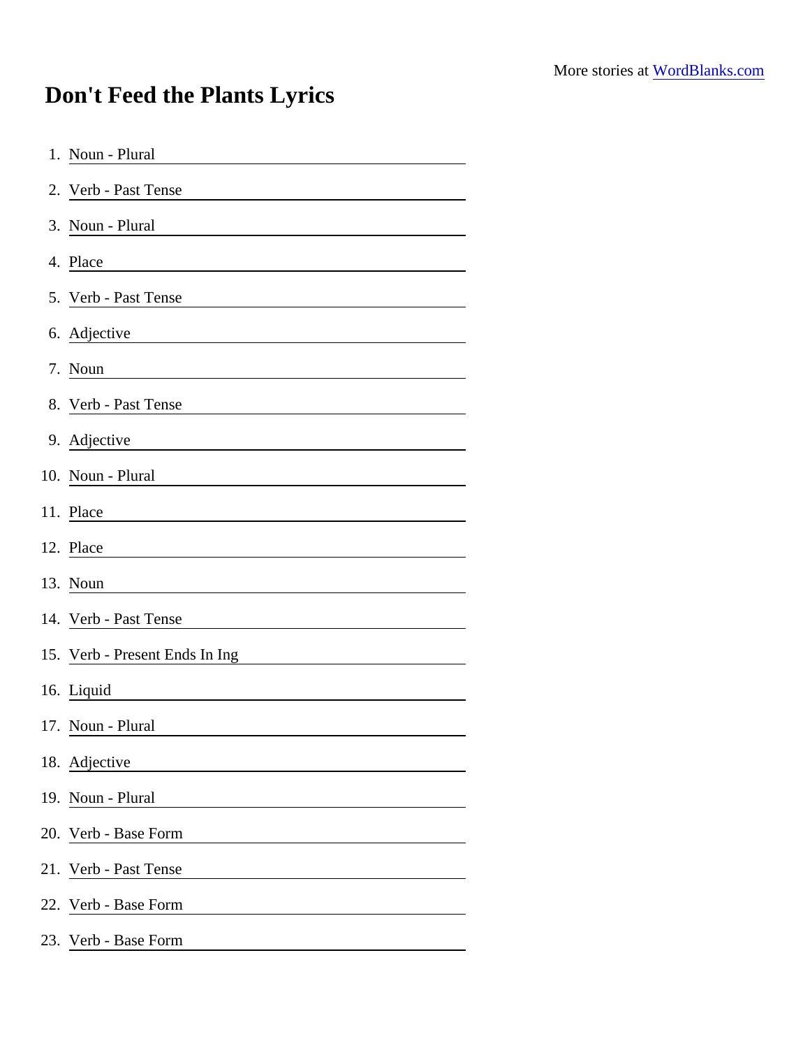More stories at WordBlanks.com

# Don't Feed the Plants Lyrics

1. Noun - Plural ______________________
2. Verb - Past Tense ______________________
3. Noun - Plural ______________________
4. Place ______________________
5. Verb - Past Tense ______________________
6. Adjective ______________________
7. Noun ______________________
8. Verb - Past Tense ______________________
9. Adjective ______________________
10. Noun - Plural ______________________
11. Place ______________________
12. Place ______________________
13. Noun ______________________
14. Verb - Past Tense ______________________
15. Verb - Present Ends In Ing ______________________
16. Liquid ______________________
17. Noun - Plural ______________________
18. Adjective ______________________
19. Noun - Plural ______________________
20. Verb - Base Form ______________________
21. Verb - Past Tense ______________________
22. Verb - Base Form ______________________
23. Verb - Base Form ______________________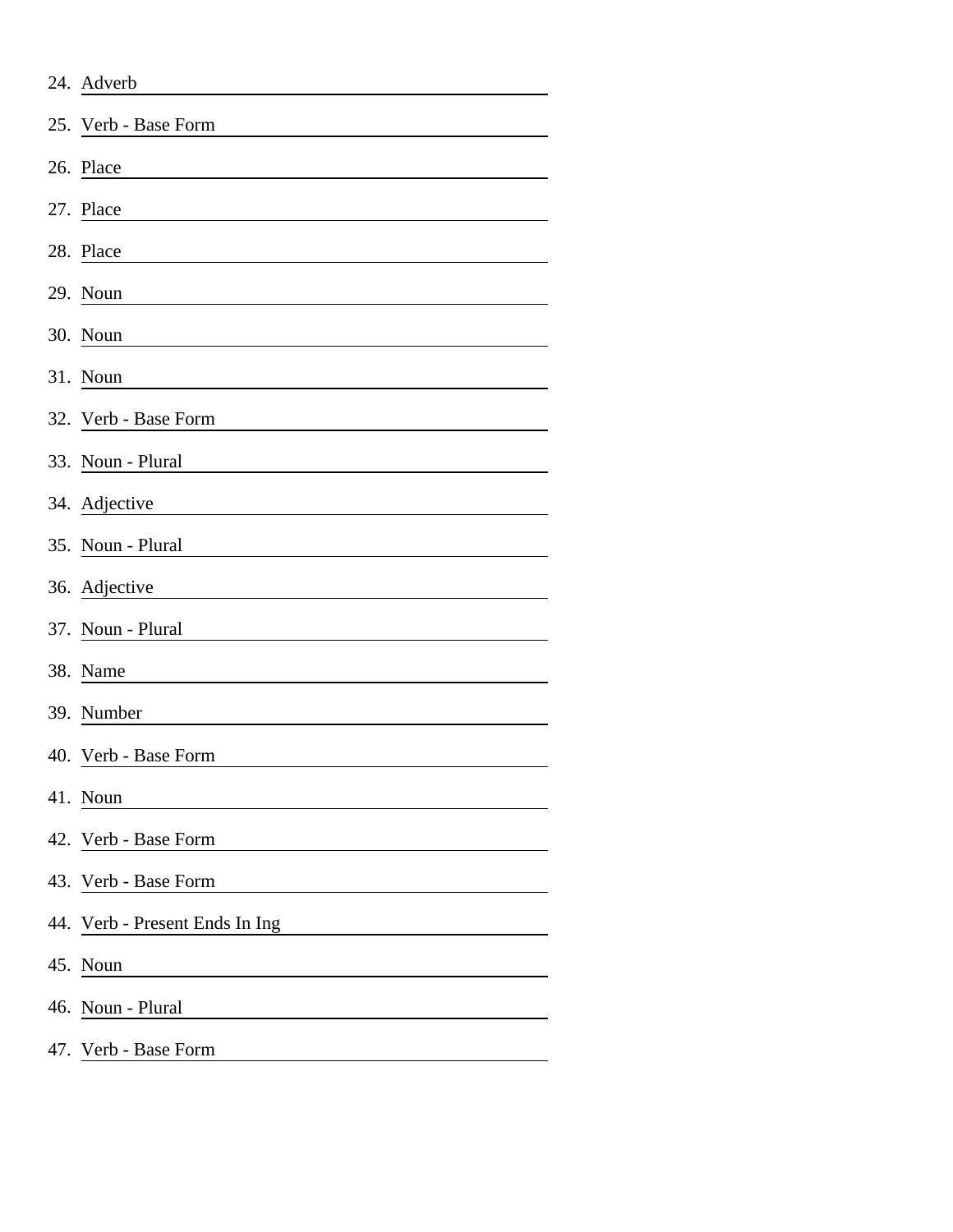24. Adverb ______________________
25. Verb - Base Form ______________________
26. Place ______________________
27. Place ______________________
28. Place ______________________
29. Noun ______________________
30. Noun ______________________
31. Noun ______________________
32. Verb - Base Form ______________________
33. Noun - Plural ______________________
34. Adjective ______________________
35. Noun - Plural ______________________
36. Adjective ______________________
37. Noun - Plural ______________________
38. Name ______________________
39. Number ______________________
40. Verb - Base Form ______________________
41. Noun ______________________
42. Verb - Base Form ______________________
43. Verb - Base Form ______________________
44. Verb - Present Ends In Ing ______________________
45. Noun ______________________
46. Noun - Plural ______________________
47. Verb - Base Form ______________________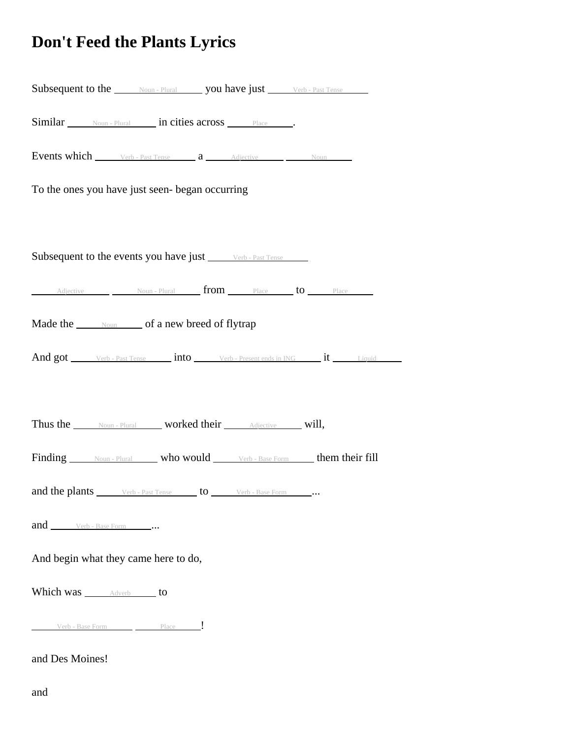# Don't Feed the Plants Lyrics

Subsequent to the ______Noun - Plural______ you have just ______Verb - Past Tense______

Similar ______Noun - Plural______ in cities across ______Place______.

Events which ______Verb - Past Tense______ a ______Adjective______ ______Noun______

To the ones you have just seen- began occurring

Subsequent to the events you have just ______Verb - Past Tense______

______Adjective______ ______Noun - Plural______ from ______Place______ to ______Place______

Made the ______Noun______ of a new breed of flytrap

And got ______Verb - Past Tense______ into ______Verb - Present ends in ING______ it ______Liquid______

Thus the ______Noun - Plural______ worked their ______Adjective______ will,

Finding ______Noun - Plural______ who would ______Verb - Base Form______ them their fill

and the plants ______Verb - Past Tense______ to ______Verb - Base Form______...

and ______Verb - Base Form______...

And begin what they came here to do,

Which was ______Adverb______ to

______Verb - Base Form______ ______Place______!

and Des Moines!

and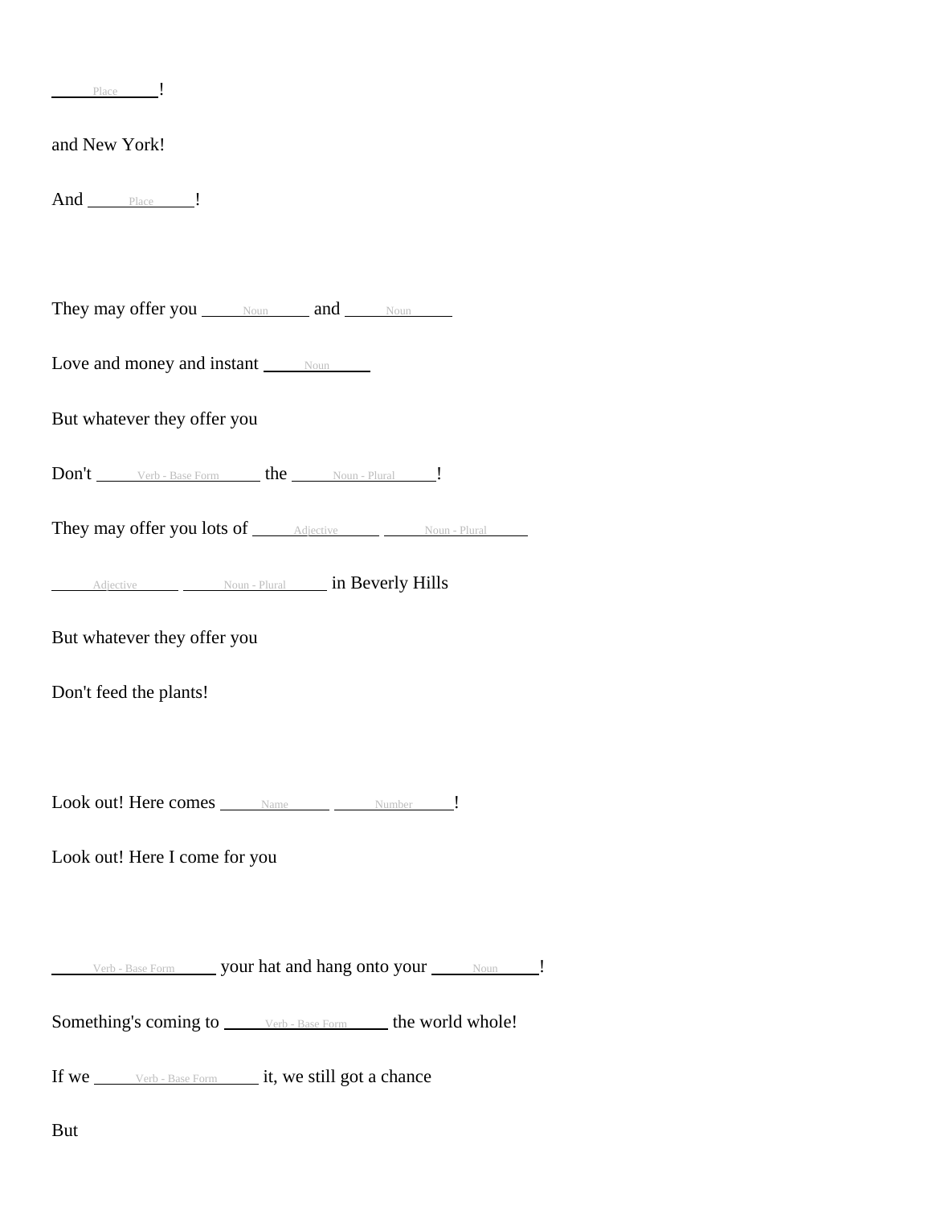\_\_\_\_\_Place\_\_\_\_\_!

and New York!

And \_\_\_\_\_Place\_\_\_\_\_!

They may offer you \_\_\_\_\_Noun\_\_\_\_\_ and \_\_\_\_\_Noun\_\_\_\_\_

Love and money and instant \_\_\_\_\_Noun\_\_\_\_\_

But whatever they offer you

Don't \_\_\_\_\_Verb - Base Form\_\_\_\_\_ the \_\_\_\_\_Noun - Plural\_\_\_\_\_!

They may offer you lots of \_\_\_\_\_Adjective\_\_\_\_\_ \_\_\_\_\_Noun - Plural\_\_\_\_\_

\_\_\_\_\_Adjective\_\_\_\_\_ \_\_\_\_\_Noun - Plural\_\_\_\_\_ in Beverly Hills

But whatever they offer you

Don't feed the plants!

Look out! Here comes \_\_\_\_\_Name\_\_\_\_\_ \_\_\_\_\_Number\_\_\_\_\_!

Look out! Here I come for you

\_\_\_\_\_Verb - Base Form\_\_\_\_\_ your hat and hang onto your \_\_\_\_\_Noun\_\_\_\_\_!

Something's coming to \_\_\_\_\_Verb - Base Form\_\_\_\_\_ the world whole!

If we \_\_\_\_\_Verb - Base Form\_\_\_\_\_ it, we still got a chance

But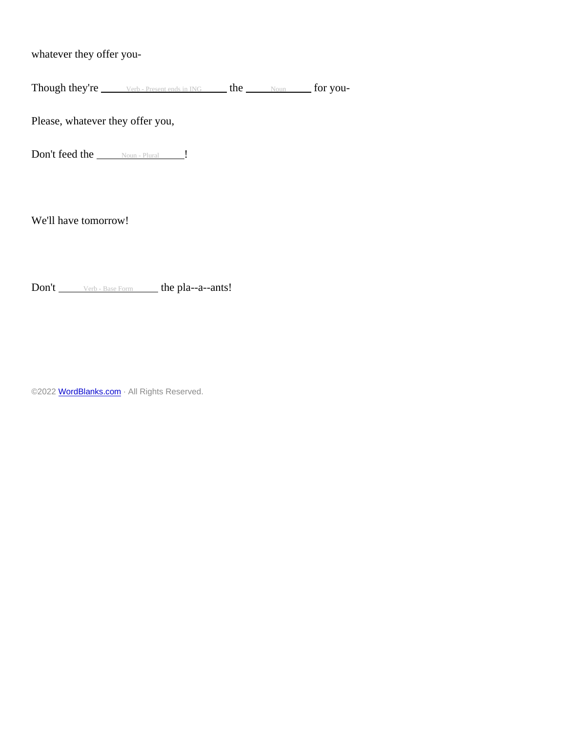whatever they offer you-

Though they're ____Verb - Present ends in ING____ the ____Noun____ for you-

Please, whatever they offer you,

Don't feed the ____Noun - Plural____!

We'll have tomorrow!

Don't ____Verb - Base Form____ the pla--a--ants!

©2022 WordBlanks.com · All Rights Reserved.